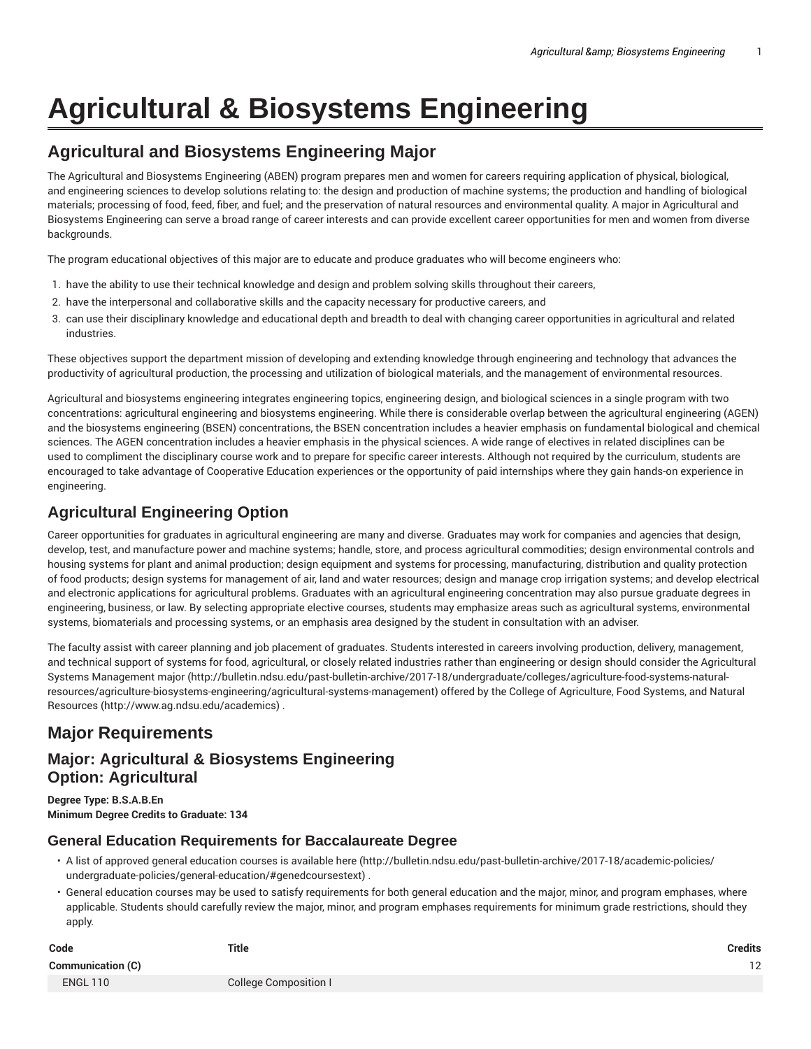# Agricultural & Biosystems Engineering

## Agricultural and Biosystems Engineering Major

The Agricultural and Biosystems Engineering (ABEN) program prepares men and women for careers requiring application of physical, biological, and engineering sciences to develop solutions relating to: the design and production of machine systems; the production and handling of biological materials; processing of food, feed, fiber, and fuel; and the preservation of natural resources and environmental quality. A major in Agricultural and Biosystems Engineering can serve a broad range of career interests and can provide excellent career opportunities for men and women from diverse backgrounds.

The program educational objectives of this major are to educate and produce graduates who will become engineers who:

1. have the ability to use their technical knowledge and design and problem solving skills throughout their careers,
2. have the interpersonal and collaborative skills and the capacity necessary for productive careers, and
3. can use their disciplinary knowledge and educational depth and breadth to deal with changing career opportunities in agricultural and related industries.

These objectives support the department mission of developing and extending knowledge through engineering and technology that advances the productivity of agricultural production, the processing and utilization of biological materials, and the management of environmental resources.

Agricultural and biosystems engineering integrates engineering topics, engineering design, and biological sciences in a single program with two concentrations: agricultural engineering and biosystems engineering. While there is considerable overlap between the agricultural engineering (AGEN) and the biosystems engineering (BSEN) concentrations, the BSEN concentration includes a heavier emphasis on fundamental biological and chemical sciences. The AGEN concentration includes a heavier emphasis in the physical sciences. A wide range of electives in related disciplines can be used to compliment the disciplinary course work and to prepare for specific career interests. Although not required by the curriculum, students are encouraged to take advantage of Cooperative Education experiences or the opportunity of paid internships where they gain hands-on experience in engineering.

## Agricultural Engineering Option

Career opportunities for graduates in agricultural engineering are many and diverse. Graduates may work for companies and agencies that design, develop, test, and manufacture power and machine systems; handle, store, and process agricultural commodities; design environmental controls and housing systems for plant and animal production; design equipment and systems for processing, manufacturing, distribution and quality protection of food products; design systems for management of air, land and water resources; design and manage crop irrigation systems; and develop electrical and electronic applications for agricultural problems. Graduates with an agricultural engineering concentration may also pursue graduate degrees in engineering, business, or law. By selecting appropriate elective courses, students may emphasize areas such as agricultural systems, environmental systems, biomaterials and processing systems, or an emphasis area designed by the student in consultation with an adviser.

The faculty assist with career planning and job placement of graduates. Students interested in careers involving production, delivery, management, and technical support of systems for food, agricultural, or closely related industries rather than engineering or design should consider the Agricultural Systems Management major (http://bulletin.ndsu.edu/past-bulletin-archive/2017-18/undergraduate/colleges/agriculture-food-systems-natural-resources/agriculture-biosystems-engineering/agricultural-systems-management) offered by the College of Agriculture, Food Systems, and Natural Resources (http://www.ag.ndsu.edu/academics) .

## Major Requirements

### Major: Agricultural & Biosystems Engineering
### Option: Agricultural

**Degree Type: B.S.A.B.En**
**Minimum Degree Credits to Graduate: 134**

### General Education Requirements for Baccalaureate Degree

- A list of approved general education courses is available here (http://bulletin.ndsu.edu/past-bulletin-archive/2017-18/academic-policies/undergraduate-policies/general-education/#genedcoursestext) .
- General education courses may be used to satisfy requirements for both general education and the major, minor, and program emphases, where applicable. Students should carefully review the major, minor, and program emphases requirements for minimum grade restrictions, should they apply.

| Code | Title | Credits |
|---|---|---|
| **Communication (C)** | | 12 |
| ENGL 110 | College Composition I | |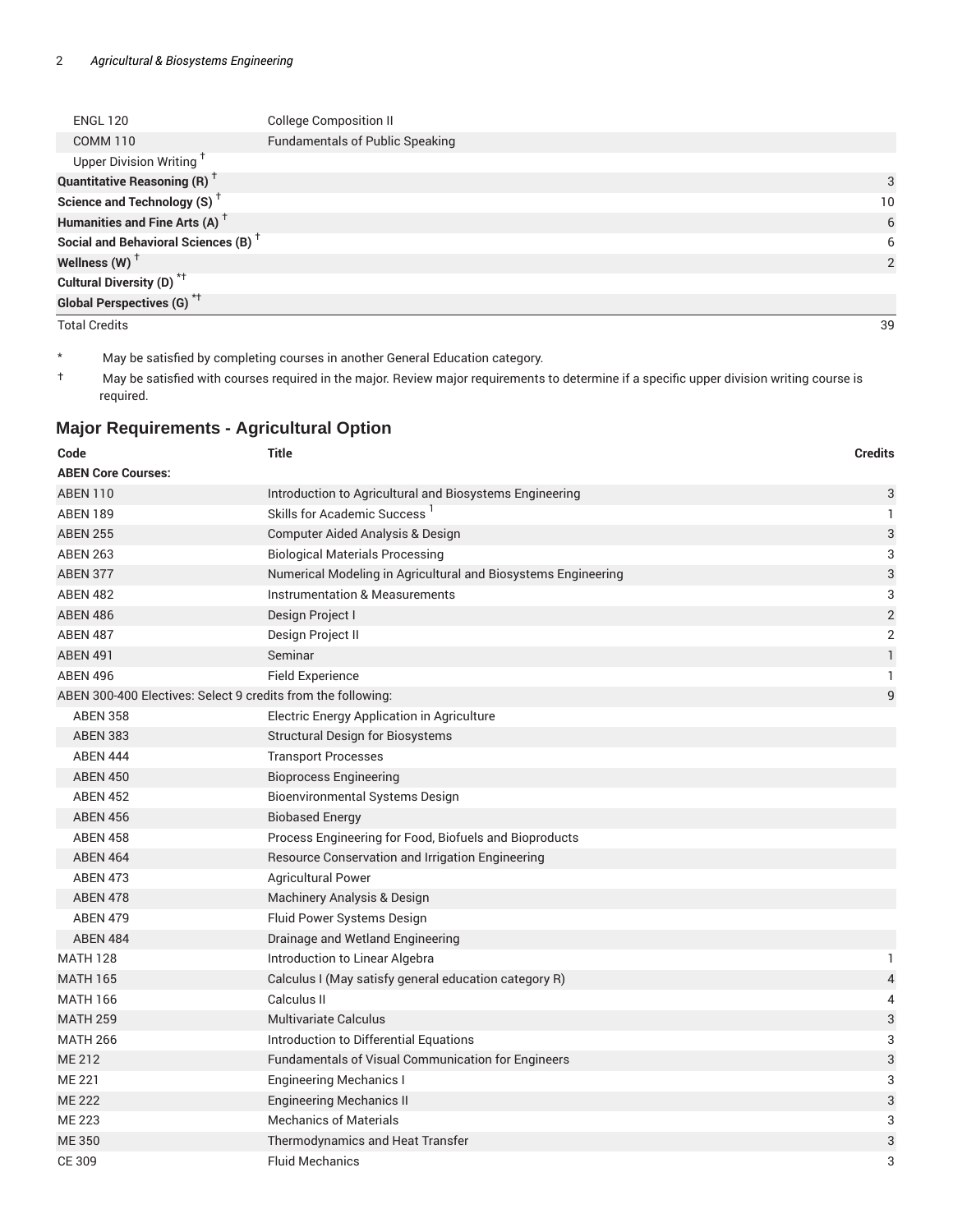| | | |
|---|---|---|
| ENGL 120 | College Composition II | |
| COMM 110 | Fundamentals of Public Speaking | |
| Upper Division Writing † | | |
| **Quantitative Reasoning (R)** † | | 3 |
| **Science and Technology (S)** † | | 10 |
| **Humanities and Fine Arts (A)** † | | 6 |
| **Social and Behavioral Sciences (B)** † | | 6 |
| **Wellness (W)** † | | 2 |
| **Cultural Diversity (D)** *† | | |
| **Global Perspectives (G)** *† | | |
| Total Credits | | 39 |

\* May be satisfied by completing courses in another General Education category.

† May be satisfied with courses required in the major. Review major requirements to determine if a specific upper division writing course is required.

## Major Requirements - Agricultural Option

| Code | Title | Credits |
|---|---|---|
| **ABEN Core Courses:** | | |
| ABEN 110 | Introduction to Agricultural and Biosystems Engineering | 3 |
| ABEN 189 | Skills for Academic Success [1] | 1 |
| ABEN 255 | Computer Aided Analysis & Design | 3 |
| ABEN 263 | Biological Materials Processing | 3 |
| ABEN 377 | Numerical Modeling in Agricultural and Biosystems Engineering | 3 |
| ABEN 482 | Instrumentation & Measurements | 3 |
| ABEN 486 | Design Project I | 2 |
| ABEN 487 | Design Project II | 2 |
| ABEN 491 | Seminar | 1 |
| ABEN 496 | Field Experience | 1 |
| ABEN 300-400 Electives: Select 9 credits from the following: | | 9 |
| ABEN 358 | Electric Energy Application in Agriculture | |
| ABEN 383 | Structural Design for Biosystems | |
| ABEN 444 | Transport Processes | |
| ABEN 450 | Bioprocess Engineering | |
| ABEN 452 | Bioenvironmental Systems Design | |
| ABEN 456 | Biobased Energy | |
| ABEN 458 | Process Engineering for Food, Biofuels and Bioproducts | |
| ABEN 464 | Resource Conservation and Irrigation Engineering | |
| ABEN 473 | Agricultural Power | |
| ABEN 478 | Machinery Analysis & Design | |
| ABEN 479 | Fluid Power Systems Design | |
| ABEN 484 | Drainage and Wetland Engineering | |
| MATH 128 | Introduction to Linear Algebra | 1 |
| MATH 165 | Calculus I (May satisfy general education category R) | 4 |
| MATH 166 | Calculus II | 4 |
| MATH 259 | Multivariate Calculus | 3 |
| MATH 266 | Introduction to Differential Equations | 3 |
| ME 212 | Fundamentals of Visual Communication for Engineers | 3 |
| ME 221 | Engineering Mechanics I | 3 |
| ME 222 | Engineering Mechanics II | 3 |
| ME 223 | Mechanics of Materials | 3 |
| ME 350 | Thermodynamics and Heat Transfer | 3 |
| CE 309 | Fluid Mechanics | 3 |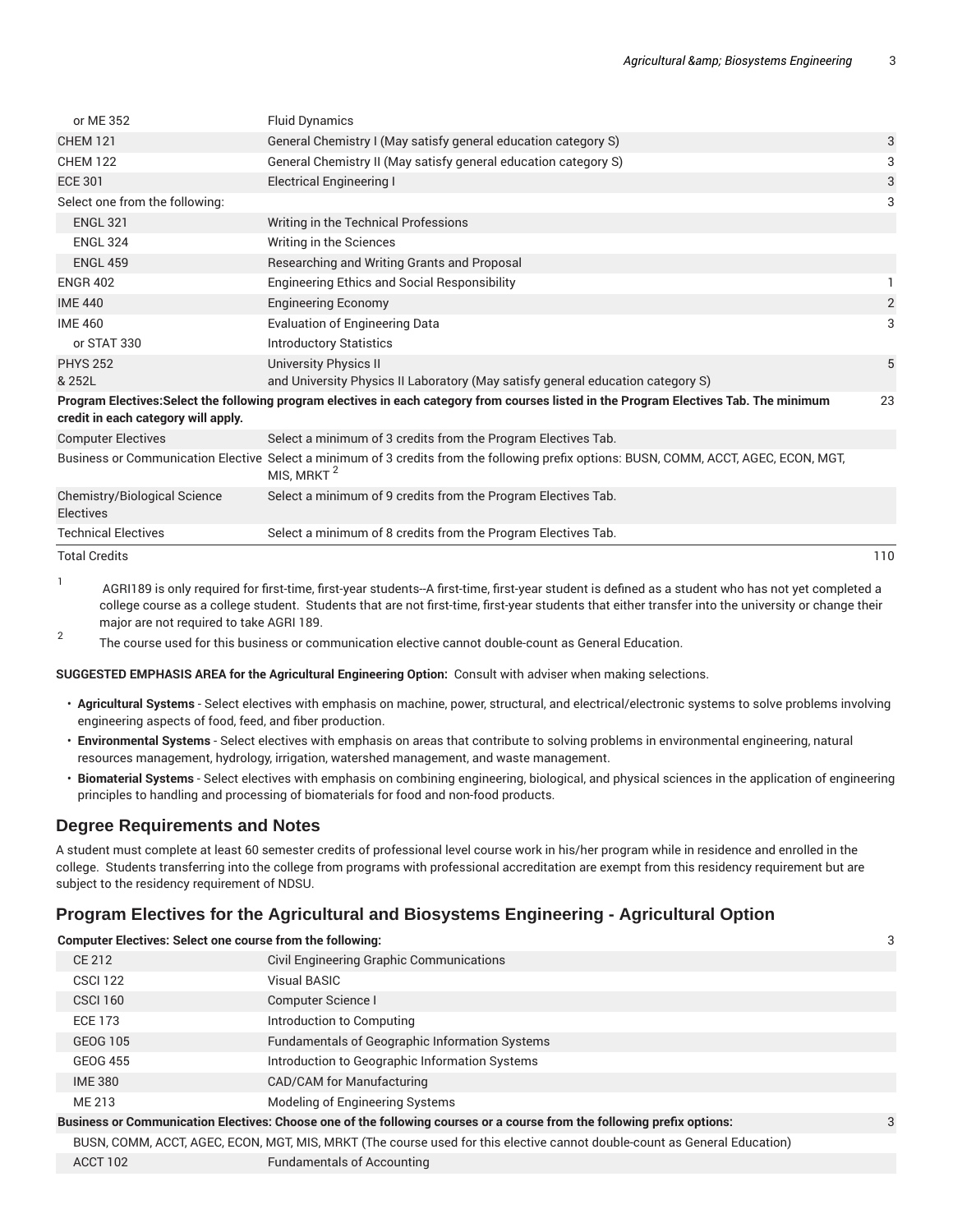| | | |
|---|---|---|
| or ME 352 | Fluid Dynamics | |
| CHEM 121 | General Chemistry I (May satisfy general education category S) | 3 |
| CHEM 122 | General Chemistry II (May satisfy general education category S) | 3 |
| ECE 301 | Electrical Engineering I | 3 |
| Select one from the following: | | 3 |
| ENGL 321 | Writing in the Technical Professions | |
| ENGL 324 | Writing in the Sciences | |
| ENGL 459 | Researching and Writing Grants and Proposal | |
| ENGR 402 | Engineering Ethics and Social Responsibility | 1 |
| IME 440 | Engineering Economy | 2 |
| IME 460 | Evaluation of Engineering Data | 3 |
| or STAT 330 | Introductory Statistics | |
| PHYS 252 & 252L | University Physics II and University Physics II Laboratory (May satisfy general education category S) | 5 |
| **Program Electives:Select the following program electives in each category from courses listed in the Program Electives Tab. The minimum credit in each category will apply.** | | 23 |
| Computer Electives | Select a minimum of 3 credits from the Program Electives Tab. | |
| Business or Communication Elective | Select a minimum of 3 credits from the following prefix options: BUSN, COMM, ACCT, AGEC, ECON, MGT, MIS, MRKT [2] | |
| Chemistry/Biological Science Electives | Select a minimum of 9 credits from the Program Electives Tab. | |
| Technical Electives | Select a minimum of 8 credits from the Program Electives Tab. | |
| Total Credits | | 110 |

1. AGRI189 is only required for first-time, first-year students--A first-time, first-year student is defined as a student who has not yet completed a college course as a college student. Students that are not first-time, first-year students that either transfer into the university or change their major are not required to take AGRI 189.
2. The course used for this business or communication elective cannot double-count as General Education.

**SUGGESTED EMPHASIS AREA for the Agricultural Engineering Option:** Consult with adviser when making selections.

- **Agricultural Systems** - Select electives with emphasis on machine, power, structural, and electrical/electronic systems to solve problems involving engineering aspects of food, feed, and fiber production.
- **Environmental Systems** - Select electives with emphasis on areas that contribute to solving problems in environmental engineering, natural resources management, hydrology, irrigation, watershed management, and waste management.
- **Biomaterial Systems** - Select electives with emphasis on combining engineering, biological, and physical sciences in the application of engineering principles to handling and processing of biomaterials for food and non-food products.

## Degree Requirements and Notes

A student must complete at least 60 semester credits of professional level course work in his/her program while in residence and enrolled in the college. Students transferring into the college from programs with professional accreditation are exempt from this residency requirement but are subject to the residency requirement of NDSU.

## Program Electives for the Agricultural and Biosystems Engineering - Agricultural Option

| | | |
|---|---|---|
| **Computer Electives: Select one course from the following:** | | 3 |
| CE 212 | Civil Engineering Graphic Communications | |
| CSCI 122 | Visual BASIC | |
| CSCI 160 | Computer Science I | |
| ECE 173 | Introduction to Computing | |
| GEOG 105 | Fundamentals of Geographic Information Systems | |
| GEOG 455 | Introduction to Geographic Information Systems | |
| IME 380 | CAD/CAM for Manufacturing | |
| ME 213 | Modeling of Engineering Systems | |
| **Business or Communication Electives: Choose one of the following courses or a course from the following prefix options:** | | 3 |
| BUSN, COMM, ACCT, AGEC, ECON, MGT, MIS, MRKT (The course used for this elective cannot double-count as General Education) | | |
| ACCT 102 | Fundamentals of Accounting | |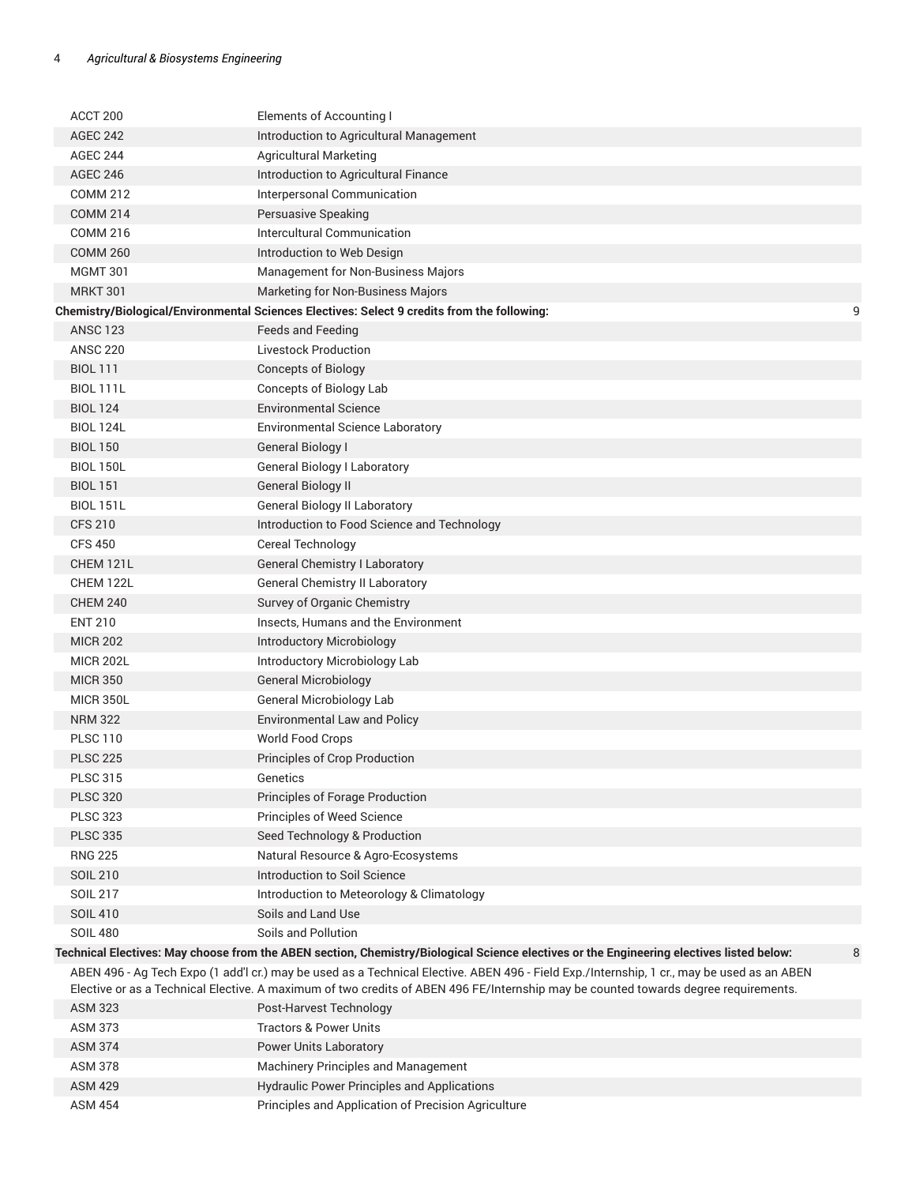| | | |
|---|---|---|
| ACCT 200 | Elements of Accounting I | |
| AGEC 242 | Introduction to Agricultural Management | |
| AGEC 244 | Agricultural Marketing | |
| AGEC 246 | Introduction to Agricultural Finance | |
| COMM 212 | Interpersonal Communication | |
| COMM 214 | Persuasive Speaking | |
| COMM 216 | Intercultural Communication | |
| COMM 260 | Introduction to Web Design | |
| MGMT 301 | Management for Non-Business Majors | |
| MRKT 301 | Marketing for Non-Business Majors | |
| **Chemistry/Biological/Environmental Sciences Electives: Select 9 credits from the following:** | | 9 |
| ANSC 123 | Feeds and Feeding | |
| ANSC 220 | Livestock Production | |
| BIOL 111 | Concepts of Biology | |
| BIOL 111L | Concepts of Biology Lab | |
| BIOL 124 | Environmental Science | |
| BIOL 124L | Environmental Science Laboratory | |
| BIOL 150 | General Biology I | |
| BIOL 150L | General Biology I Laboratory | |
| BIOL 151 | General Biology II | |
| BIOL 151L | General Biology II Laboratory | |
| CFS 210 | Introduction to Food Science and Technology | |
| CFS 450 | Cereal Technology | |
| CHEM 121L | General Chemistry I Laboratory | |
| CHEM 122L | General Chemistry II Laboratory | |
| CHEM 240 | Survey of Organic Chemistry | |
| ENT 210 | Insects, Humans and the Environment | |
| MICR 202 | Introductory Microbiology | |
| MICR 202L | Introductory Microbiology Lab | |
| MICR 350 | General Microbiology | |
| MICR 350L | General Microbiology Lab | |
| NRM 322 | Environmental Law and Policy | |
| PLSC 110 | World Food Crops | |
| PLSC 225 | Principles of Crop Production | |
| PLSC 315 | Genetics | |
| PLSC 320 | Principles of Forage Production | |
| PLSC 323 | Principles of Weed Science | |
| PLSC 335 | Seed Technology & Production | |
| RNG 225 | Natural Resource & Agro-Ecosystems | |
| SOIL 210 | Introduction to Soil Science | |
| SOIL 217 | Introduction to Meteorology & Climatology | |
| SOIL 410 | Soils and Land Use | |
| SOIL 480 | Soils and Pollution | |
| **Technical Electives: May choose from the ABEN section, Chemistry/Biological Science electives or the Engineering electives listed below:** | | 8 |
| ABEN 496 - Ag Tech Expo (1 add'l cr.) may be used as a Technical Elective. ABEN 496 - Field Exp./Internship, 1 cr., may be used as an ABEN Elective or as a Technical Elective. A maximum of two credits of ABEN 496 FE/Internship may be counted towards degree requirements. | | |
| ASM 323 | Post-Harvest Technology | |
| ASM 373 | Tractors & Power Units | |
| ASM 374 | Power Units Laboratory | |
| ASM 378 | Machinery Principles and Management | |
| ASM 429 | Hydraulic Power Principles and Applications | |
| ASM 454 | Principles and Application of Precision Agriculture | |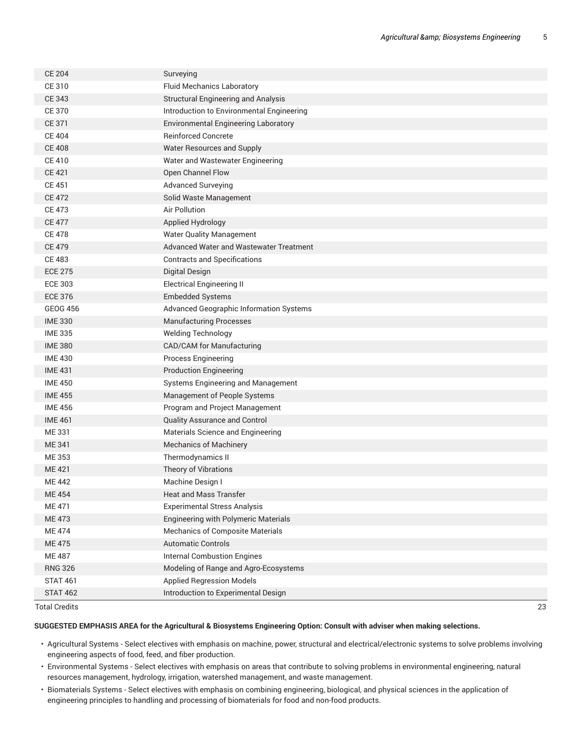| | | |
|---|---|---|
| CE 204 | Surveying | |
| CE 310 | Fluid Mechanics Laboratory | |
| CE 343 | Structural Engineering and Analysis | |
| CE 370 | Introduction to Environmental Engineering | |
| CE 371 | Environmental Engineering Laboratory | |
| CE 404 | Reinforced Concrete | |
| CE 408 | Water Resources and Supply | |
| CE 410 | Water and Wastewater Engineering | |
| CE 421 | Open Channel Flow | |
| CE 451 | Advanced Surveying | |
| CE 472 | Solid Waste Management | |
| CE 473 | Air Pollution | |
| CE 477 | Applied Hydrology | |
| CE 478 | Water Quality Management | |
| CE 479 | Advanced Water and Wastewater Treatment | |
| CE 483 | Contracts and Specifications | |
| ECE 275 | Digital Design | |
| ECE 303 | Electrical Engineering II | |
| ECE 376 | Embedded Systems | |
| GEOG 456 | Advanced Geographic Information Systems | |
| IME 330 | Manufacturing Processes | |
| IME 335 | Welding Technology | |
| IME 380 | CAD/CAM for Manufacturing | |
| IME 430 | Process Engineering | |
| IME 431 | Production Engineering | |
| IME 450 | Systems Engineering and Management | |
| IME 455 | Management of People Systems | |
| IME 456 | Program and Project Management | |
| IME 461 | Quality Assurance and Control | |
| ME 331 | Materials Science and Engineering | |
| ME 341 | Mechanics of Machinery | |
| ME 353 | Thermodynamics II | |
| ME 421 | Theory of Vibrations | |
| ME 442 | Machine Design I | |
| ME 454 | Heat and Mass Transfer | |
| ME 471 | Experimental Stress Analysis | |
| ME 473 | Engineering with Polymeric Materials | |
| ME 474 | Mechanics of Composite Materials | |
| ME 475 | Automatic Controls | |
| ME 487 | Internal Combustion Engines | |
| RNG 326 | Modeling of Range and Agro-Ecosystems | |
| STAT 461 | Applied Regression Models | |
| STAT 462 | Introduction to Experimental Design | |
| Total Credits | | 23 |

**SUGGESTED EMPHASIS AREA for the Agricultural & Biosystems Engineering Option: Consult with adviser when making selections.**

- Agricultural Systems - Select electives with emphasis on machine, power, structural and electrical/electronic systems to solve problems involving engineering aspects of food, feed, and fiber production.
- Environmental Systems - Select electives with emphasis on areas that contribute to solving problems in environmental engineering, natural resources management, hydrology, irrigation, watershed management, and waste management.
- Biomaterials Systems - Select electives with emphasis on combining engineering, biological, and physical sciences in the application of engineering principles to handling and processing of biomaterials for food and non-food products.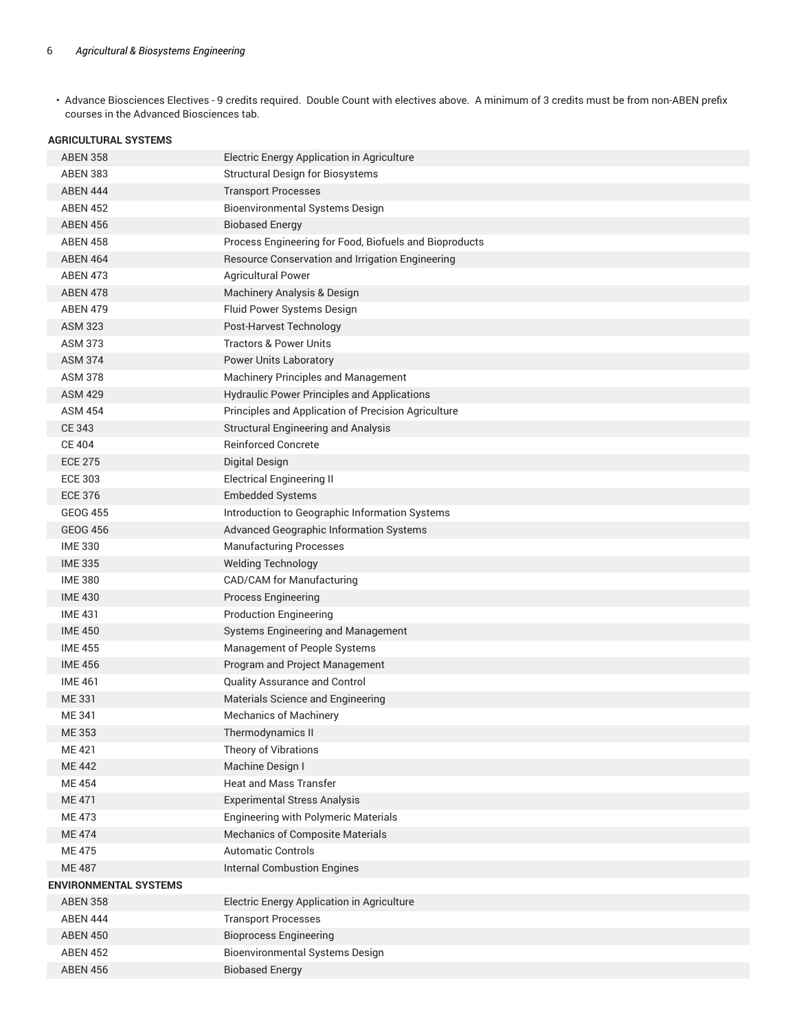- Advance Biosciences Electives - 9 credits required. Double Count with electives above. A minimum of 3 credits must be from non-ABEN prefix courses in the Advanced Biosciences tab.

| Course | Title |
|---|---|
| **Agricultural Systems** | |
| ABEN 358 | Electric Energy Application in Agriculture |
| ABEN 383 | Structural Design for Biosystems |
| ABEN 444 | Transport Processes |
| ABEN 452 | Bioenvironmental Systems Design |
| ABEN 456 | Biobased Energy |
| ABEN 458 | Process Engineering for Food, Biofuels and Bioproducts |
| ABEN 464 | Resource Conservation and Irrigation Engineering |
| ABEN 473 | Agricultural Power |
| ABEN 478 | Machinery Analysis & Design |
| ABEN 479 | Fluid Power Systems Design |
| ASM 323 | Post-Harvest Technology |
| ASM 373 | Tractors & Power Units |
| ASM 374 | Power Units Laboratory |
| ASM 378 | Machinery Principles and Management |
| ASM 429 | Hydraulic Power Principles and Applications |
| ASM 454 | Principles and Application of Precision Agriculture |
| CE 343 | Structural Engineering and Analysis |
| CE 404 | Reinforced Concrete |
| ECE 275 | Digital Design |
| ECE 303 | Electrical Engineering II |
| ECE 376 | Embedded Systems |
| GEOG 455 | Introduction to Geographic Information Systems |
| GEOG 456 | Advanced Geographic Information Systems |
| IME 330 | Manufacturing Processes |
| IME 335 | Welding Technology |
| IME 380 | CAD/CAM for Manufacturing |
| IME 430 | Process Engineering |
| IME 431 | Production Engineering |
| IME 450 | Systems Engineering and Management |
| IME 455 | Management of People Systems |
| IME 456 | Program and Project Management |
| IME 461 | Quality Assurance and Control |
| ME 331 | Materials Science and Engineering |
| ME 341 | Mechanics of Machinery |
| ME 353 | Thermodynamics II |
| ME 421 | Theory of Vibrations |
| ME 442 | Machine Design I |
| ME 454 | Heat and Mass Transfer |
| ME 471 | Experimental Stress Analysis |
| ME 473 | Engineering with Polymeric Materials |
| ME 474 | Mechanics of Composite Materials |
| ME 475 | Automatic Controls |
| ME 487 | Internal Combustion Engines |
| **Environmental Systems** | |
| ABEN 358 | Electric Energy Application in Agriculture |
| ABEN 444 | Transport Processes |
| ABEN 450 | Bioprocess Engineering |
| ABEN 452 | Bioenvironmental Systems Design |
| ABEN 456 | Biobased Energy |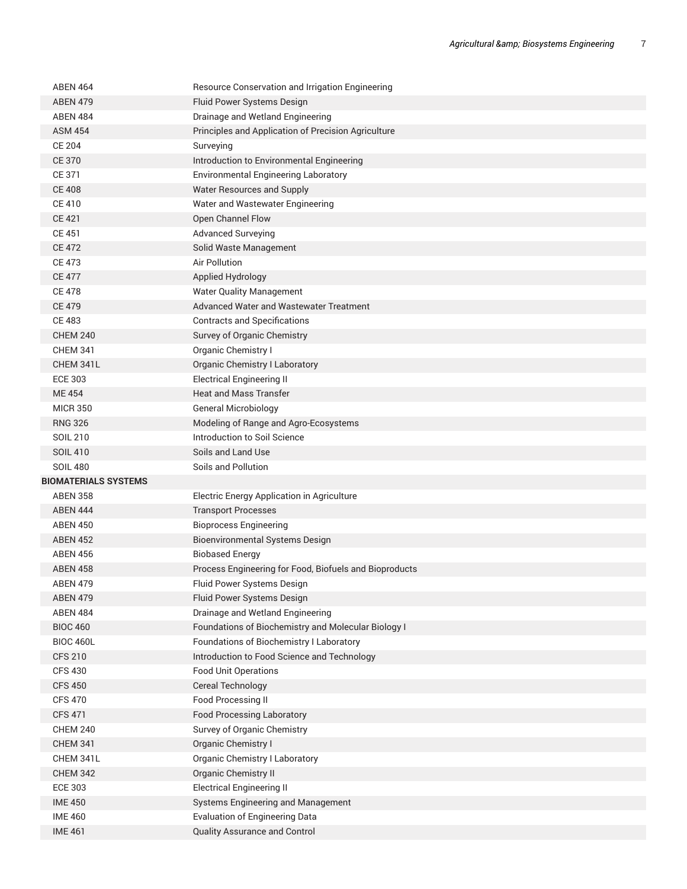| | |
|---|---|
| ABEN 464 | Resource Conservation and Irrigation Engineering |
| ABEN 479 | Fluid Power Systems Design |
| ABEN 484 | Drainage and Wetland Engineering |
| ASM 454 | Principles and Application of Precision Agriculture |
| CE 204 | Surveying |
| CE 370 | Introduction to Environmental Engineering |
| CE 371 | Environmental Engineering Laboratory |
| CE 408 | Water Resources and Supply |
| CE 410 | Water and Wastewater Engineering |
| CE 421 | Open Channel Flow |
| CE 451 | Advanced Surveying |
| CE 472 | Solid Waste Management |
| CE 473 | Air Pollution |
| CE 477 | Applied Hydrology |
| CE 478 | Water Quality Management |
| CE 479 | Advanced Water and Wastewater Treatment |
| CE 483 | Contracts and Specifications |
| CHEM 240 | Survey of Organic Chemistry |
| CHEM 341 | Organic Chemistry I |
| CHEM 341L | Organic Chemistry I Laboratory |
| ECE 303 | Electrical Engineering II |
| ME 454 | Heat and Mass Transfer |
| MICR 350 | General Microbiology |
| RNG 326 | Modeling of Range and Agro-Ecosystems |
| SOIL 210 | Introduction to Soil Science |
| SOIL 410 | Soils and Land Use |
| SOIL 480 | Soils and Pollution |
| **BIOMATERIALS SYSTEMS** | |
| ABEN 358 | Electric Energy Application in Agriculture |
| ABEN 444 | Transport Processes |
| ABEN 450 | Bioprocess Engineering |
| ABEN 452 | Bioenvironmental Systems Design |
| ABEN 456 | Biobased Energy |
| ABEN 458 | Process Engineering for Food, Biofuels and Bioproducts |
| ABEN 479 | Fluid Power Systems Design |
| ABEN 479 | Fluid Power Systems Design |
| ABEN 484 | Drainage and Wetland Engineering |
| BIOC 460 | Foundations of Biochemistry and Molecular Biology I |
| BIOC 460L | Foundations of Biochemistry I Laboratory |
| CFS 210 | Introduction to Food Science and Technology |
| CFS 430 | Food Unit Operations |
| CFS 450 | Cereal Technology |
| CFS 470 | Food Processing II |
| CFS 471 | Food Processing Laboratory |
| CHEM 240 | Survey of Organic Chemistry |
| CHEM 341 | Organic Chemistry I |
| CHEM 341L | Organic Chemistry I Laboratory |
| CHEM 342 | Organic Chemistry II |
| ECE 303 | Electrical Engineering II |
| IME 450 | Systems Engineering and Management |
| IME 460 | Evaluation of Engineering Data |
| IME 461 | Quality Assurance and Control |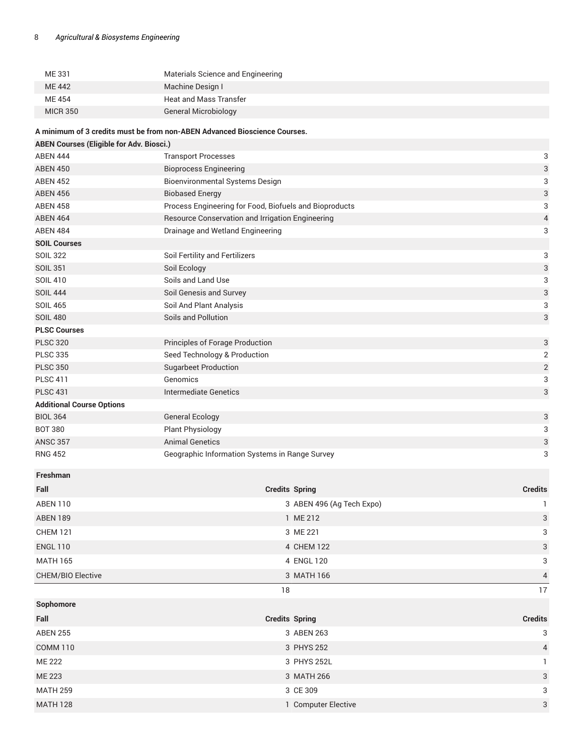| | | |
|---|---|---|
| ME 331 | Materials Science and Engineering | |
| ME 442 | Machine Design I | |
| ME 454 | Heat and Mass Transfer | |
| MICR 350 | General Microbiology | |

**A minimum of 3 credits must be from non-ABEN Advanced Bioscience Courses.**

| | | |
|---|---|---|
| **ABEN Courses (Eligible for Adv. Biosci.)** | | |
| ABEN 444 | Transport Processes | 3 |
| ABEN 450 | Bioprocess Engineering | 3 |
| ABEN 452 | Bioenvironmental Systems Design | 3 |
| ABEN 456 | Biobased Energy | 3 |
| ABEN 458 | Process Engineering for Food, Biofuels and Bioproducts | 3 |
| ABEN 464 | Resource Conservation and Irrigation Engineering | 4 |
| ABEN 484 | Drainage and Wetland Engineering | 3 |
| **SOIL Courses** | | |
| SOIL 322 | Soil Fertility and Fertilizers | 3 |
| SOIL 351 | Soil Ecology | 3 |
| SOIL 410 | Soils and Land Use | 3 |
| SOIL 444 | Soil Genesis and Survey | 3 |
| SOIL 465 | Soil And Plant Analysis | 3 |
| SOIL 480 | Soils and Pollution | 3 |
| **PLSC Courses** | | |
| PLSC 320 | Principles of Forage Production | 3 |
| PLSC 335 | Seed Technology & Production | 2 |
| PLSC 350 | Sugarbeet Production | 2 |
| PLSC 411 | Genomics | 3 |
| PLSC 431 | Intermediate Genetics | 3 |
| **Additional Course Options** | | |
| BIOL 364 | General Ecology | 3 |
| BOT 380 | Plant Physiology | 3 |
| ANSC 357 | Animal Genetics | 3 |
| RNG 452 | Geographic Information Systems in Range Survey | 3 |

| Freshman | | | |
|---|---|---|---|
| **Fall** | **Credits** | **Spring** | **Credits** |
| ABEN 110 | 3 | ABEN 496 (Ag Tech Expo) | 1 |
| ABEN 189 | 1 | ME 212 | 3 |
| CHEM 121 | 3 | ME 221 | 3 |
| ENGL 110 | 4 | CHEM 122 | 3 |
| MATH 165 | 4 | ENGL 120 | 3 |
| CHEM/BIO Elective | 3 | MATH 166 | 4 |
| | 18 | | 17 |

| Sophomore | | | |
|---|---|---|---|
| **Fall** | **Credits** | **Spring** | **Credits** |
| ABEN 255 | 3 | ABEN 263 | 3 |
| COMM 110 | 3 | PHYS 252 | 4 |
| ME 222 | 3 | PHYS 252L | 1 |
| ME 223 | 3 | MATH 266 | 3 |
| MATH 259 | 3 | CE 309 | 3 |
| MATH 128 | 1 | Computer Elective | 3 |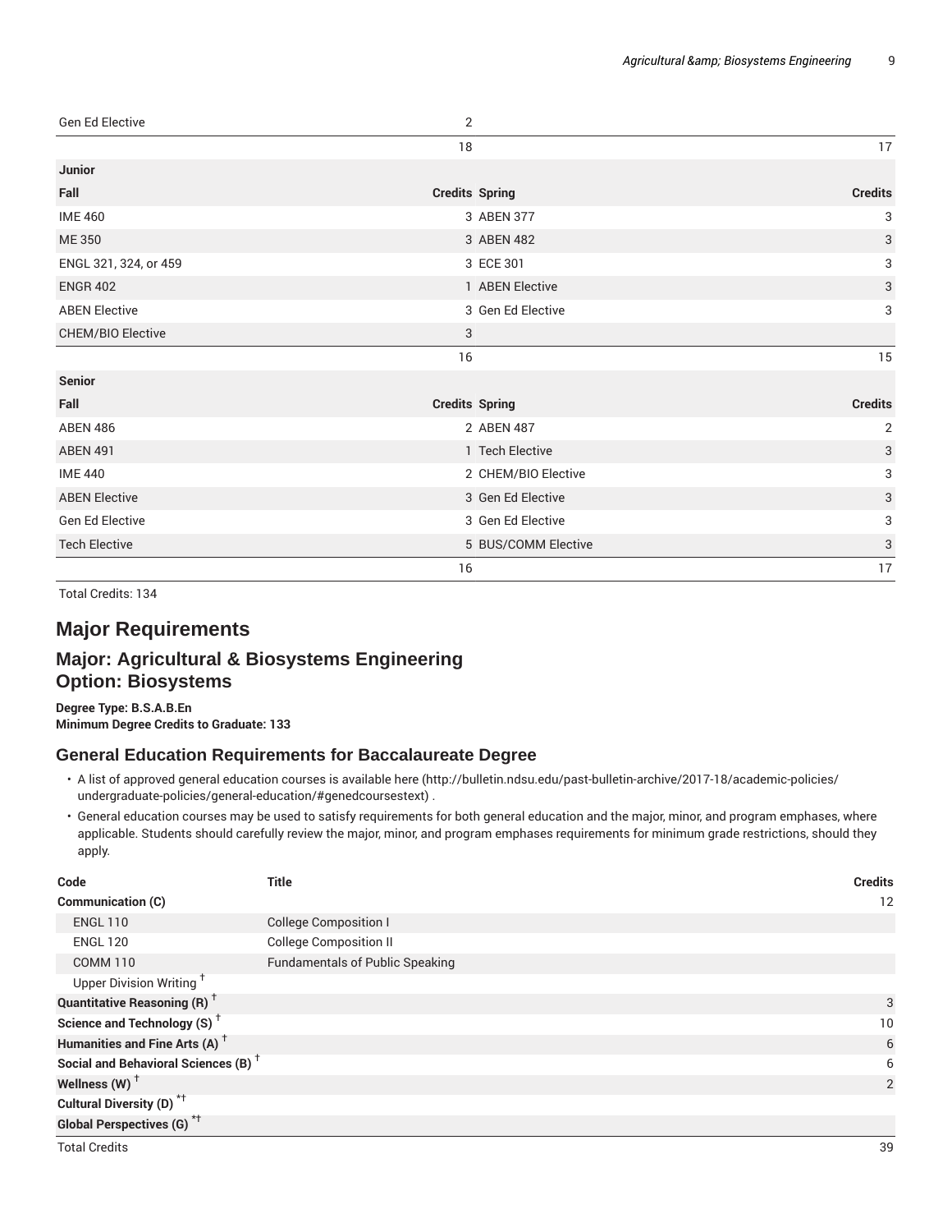| | | | |
|---|---|---|---|
| Gen Ed Elective | 2 | | |
| | 18 | | 17 |
| **Junior** | | | |
| **Fall** | **Credits** | **Spring** | **Credits** |
| IME 460 | 3 | ABEN 377 | 3 |
| ME 350 | 3 | ABEN 482 | 3 |
| ENGL 321, 324, or 459 | 3 | ECE 301 | 3 |
| ENGR 402 | 1 | ABEN Elective | 3 |
| ABEN Elective | 3 | Gen Ed Elective | 3 |
| CHEM/BIO Elective | 3 | | |
| | 16 | | 15 |
| **Senior** | | | |
| **Fall** | **Credits** | **Spring** | **Credits** |
| ABEN 486 | 2 | ABEN 487 | 2 |
| ABEN 491 | 1 | Tech Elective | 3 |
| IME 440 | 2 | CHEM/BIO Elective | 3 |
| ABEN Elective | 3 | Gen Ed Elective | 3 |
| Gen Ed Elective | 3 | Gen Ed Elective | 3 |
| Tech Elective | 5 | BUS/COMM Elective | 3 |
| | 16 | | 17 |

Total Credits: 134

## Major Requirements

### Major: Agricultural & Biosystems Engineering
### Option: Biosystems

**Degree Type: B.S.A.B.En**
**Minimum Degree Credits to Graduate: 133**

### General Education Requirements for Baccalaureate Degree

- A list of approved general education courses is available here (http://bulletin.ndsu.edu/past-bulletin-archive/2017-18/academic-policies/undergraduate-policies/general-education/#genedcoursestext) .
- General education courses may be used to satisfy requirements for both general education and the major, minor, and program emphases, where applicable. Students should carefully review the major, minor, and program emphases requirements for minimum grade restrictions, should they apply.

| Code | Title | Credits |
|---|---|---|
| **Communication (C)** | | 12 |
| ENGL 110 | College Composition I | |
| ENGL 120 | College Composition II | |
| COMM 110 | Fundamentals of Public Speaking | |
| Upper Division Writing † | | |
| **Quantitative Reasoning (R) †** | | 3 |
| **Science and Technology (S) †** | | 10 |
| **Humanities and Fine Arts (A) †** | | 6 |
| **Social and Behavioral Sciences (B) †** | | 6 |
| **Wellness (W) †** | | 2 |
| **Cultural Diversity (D) *†** | | |
| **Global Perspectives (G) *†** | | |
| Total Credits | | 39 |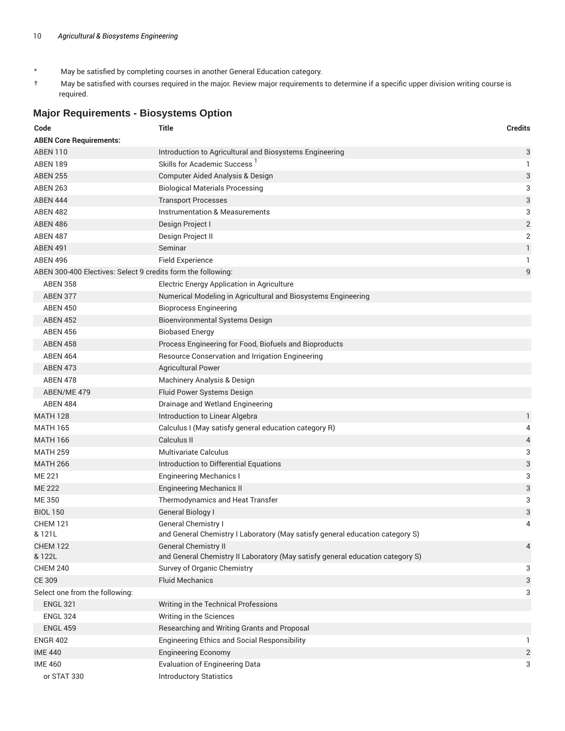- \* May be satisfied by completing courses in another General Education category.
- † May be satisfied with courses required in the major. Review major requirements to determine if a specific upper division writing course is required.

## Major Requirements - Biosystems Option

| Code | Title | Credits |
|---|---|---|
| **ABEN Core Requirements:** | | |
| ABEN 110 | Introduction to Agricultural and Biosystems Engineering | 3 |
| ABEN 189 | Skills for Academic Success [1] | 1 |
| ABEN 255 | Computer Aided Analysis & Design | 3 |
| ABEN 263 | Biological Materials Processing | 3 |
| ABEN 444 | Transport Processes | 3 |
| ABEN 482 | Instrumentation & Measurements | 3 |
| ABEN 486 | Design Project I | 2 |
| ABEN 487 | Design Project II | 2 |
| ABEN 491 | Seminar | 1 |
| ABEN 496 | Field Experience | 1 |
| ABEN 300-400 Electives: Select 9 credits form the following: | | 9 |
| ABEN 358 | Electric Energy Application in Agriculture | |
| ABEN 377 | Numerical Modeling in Agricultural and Biosystems Engineering | |
| ABEN 450 | Bioprocess Engineering | |
| ABEN 452 | Bioenvironmental Systems Design | |
| ABEN 456 | Biobased Energy | |
| ABEN 458 | Process Engineering for Food, Biofuels and Bioproducts | |
| ABEN 464 | Resource Conservation and Irrigation Engineering | |
| ABEN 473 | Agricultural Power | |
| ABEN 478 | Machinery Analysis & Design | |
| ABEN/ME 479 | Fluid Power Systems Design | |
| ABEN 484 | Drainage and Wetland Engineering | |
| MATH 128 | Introduction to Linear Algebra | 1 |
| MATH 165 | Calculus I (May satisfy general education category R) | 4 |
| MATH 166 | Calculus II | 4 |
| MATH 259 | Multivariate Calculus | 3 |
| MATH 266 | Introduction to Differential Equations | 3 |
| ME 221 | Engineering Mechanics I | 3 |
| ME 222 | Engineering Mechanics II | 3 |
| ME 350 | Thermodynamics and Heat Transfer | 3 |
| BIOL 150 | General Biology I | 3 |
| CHEM 121 & 121L | General Chemistry I and General Chemistry I Laboratory (May satisfy general education category S) | 4 |
| CHEM 122 & 122L | General Chemistry II and General Chemistry II Laboratory (May satisfy general education category S) | 4 |
| CHEM 240 | Survey of Organic Chemistry | 3 |
| CE 309 | Fluid Mechanics | 3 |
| Select one from the following: | | 3 |
| ENGL 321 | Writing in the Technical Professions | |
| ENGL 324 | Writing in the Sciences | |
| ENGL 459 | Researching and Writing Grants and Proposal | |
| ENGR 402 | Engineering Ethics and Social Responsibility | 1 |
| IME 440 | Engineering Economy | 2 |
| IME 460 | Evaluation of Engineering Data | 3 |
| or STAT 330 | Introductory Statistics | |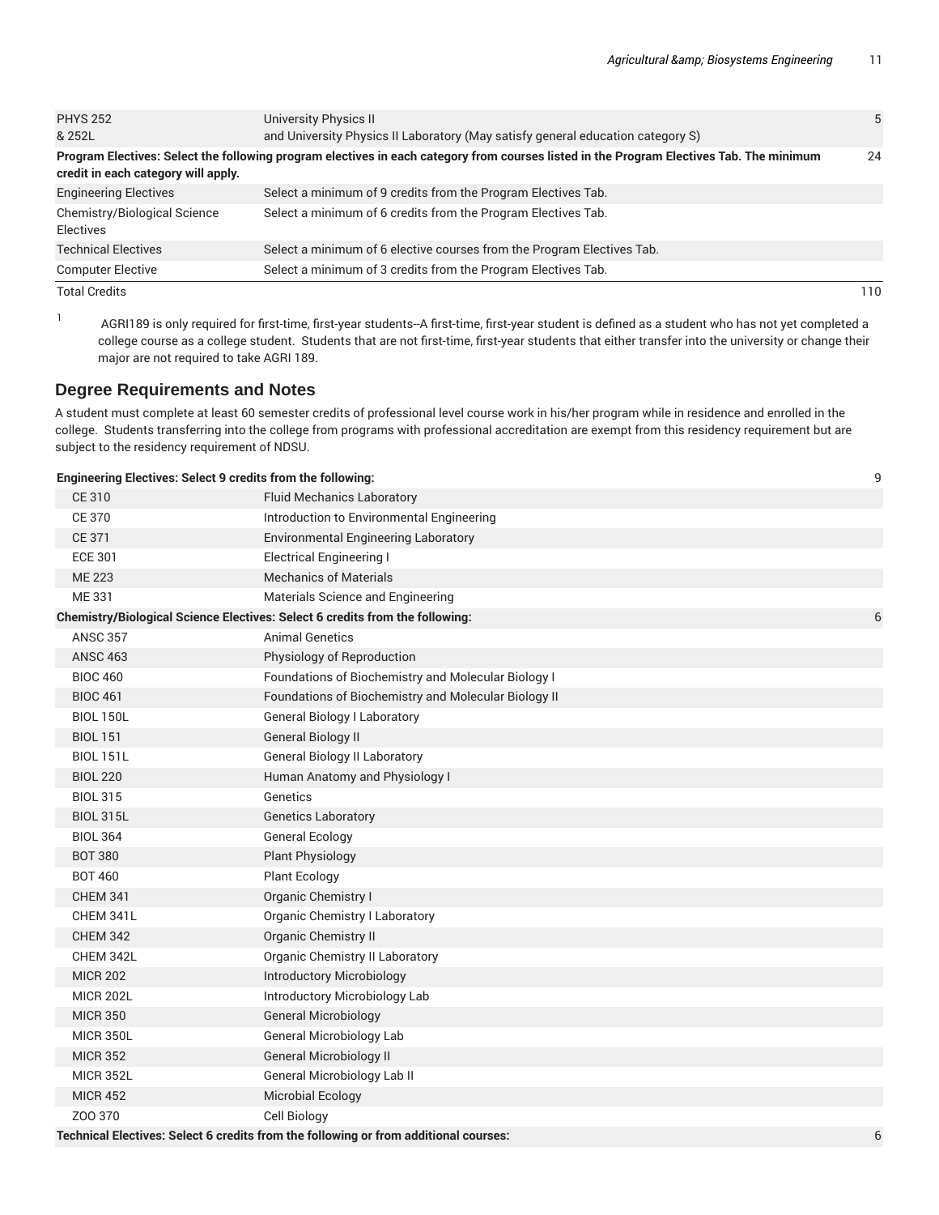| | | |
|---|---|---|
| PHYS 252 & 252L | University Physics II and University Physics II Laboratory (May satisfy general education category S) | 5 |
| **Program Electives: Select the following program electives in each category from courses listed in the Program Electives Tab. The minimum credit in each category will apply.** | | 24 |
| Engineering Electives | Select a minimum of 9 credits from the Program Electives Tab. | |
| Chemistry/Biological Science Electives | Select a minimum of 6 credits from the Program Electives Tab. | |
| Technical Electives | Select a minimum of 6 elective courses from the Program Electives Tab. | |
| Computer Elective | Select a minimum of 3 credits from the Program Electives Tab. | |
| Total Credits | | 110 |

[1] AGRI189 is only required for first-time, first-year students--A first-time, first-year student is defined as a student who has not yet completed a college course as a college student. Students that are not first-time, first-year students that either transfer into the university or change their major are not required to take AGRI 189.

## Degree Requirements and Notes

A student must complete at least 60 semester credits of professional level course work in his/her program while in residence and enrolled in the college. Students transferring into the college from programs with professional accreditation are exempt from this residency requirement but are subject to the residency requirement of NDSU.

| | | |
|---|---|---|
| **Engineering Electives: Select 9 credits from the following:** | | 9 |
| CE 310 | Fluid Mechanics Laboratory | |
| CE 370 | Introduction to Environmental Engineering | |
| CE 371 | Environmental Engineering Laboratory | |
| ECE 301 | Electrical Engineering I | |
| ME 223 | Mechanics of Materials | |
| ME 331 | Materials Science and Engineering | |
| **Chemistry/Biological Science Electives: Select 6 credits from the following:** | | 6 |
| ANSC 357 | Animal Genetics | |
| ANSC 463 | Physiology of Reproduction | |
| BIOC 460 | Foundations of Biochemistry and Molecular Biology I | |
| BIOC 461 | Foundations of Biochemistry and Molecular Biology II | |
| BIOL 150L | General Biology I Laboratory | |
| BIOL 151 | General Biology II | |
| BIOL 151L | General Biology II Laboratory | |
| BIOL 220 | Human Anatomy and Physiology I | |
| BIOL 315 | Genetics | |
| BIOL 315L | Genetics Laboratory | |
| BIOL 364 | General Ecology | |
| BOT 380 | Plant Physiology | |
| BOT 460 | Plant Ecology | |
| CHEM 341 | Organic Chemistry I | |
| CHEM 341L | Organic Chemistry I Laboratory | |
| CHEM 342 | Organic Chemistry II | |
| CHEM 342L | Organic Chemistry II Laboratory | |
| MICR 202 | Introductory Microbiology | |
| MICR 202L | Introductory Microbiology Lab | |
| MICR 350 | General Microbiology | |
| MICR 350L | General Microbiology Lab | |
| MICR 352 | General Microbiology II | |
| MICR 352L | General Microbiology Lab II | |
| MICR 452 | Microbial Ecology | |
| ZOO 370 | Cell Biology | |
| **Technical Electives: Select 6 credits from the following or from additional courses:** | | 6 |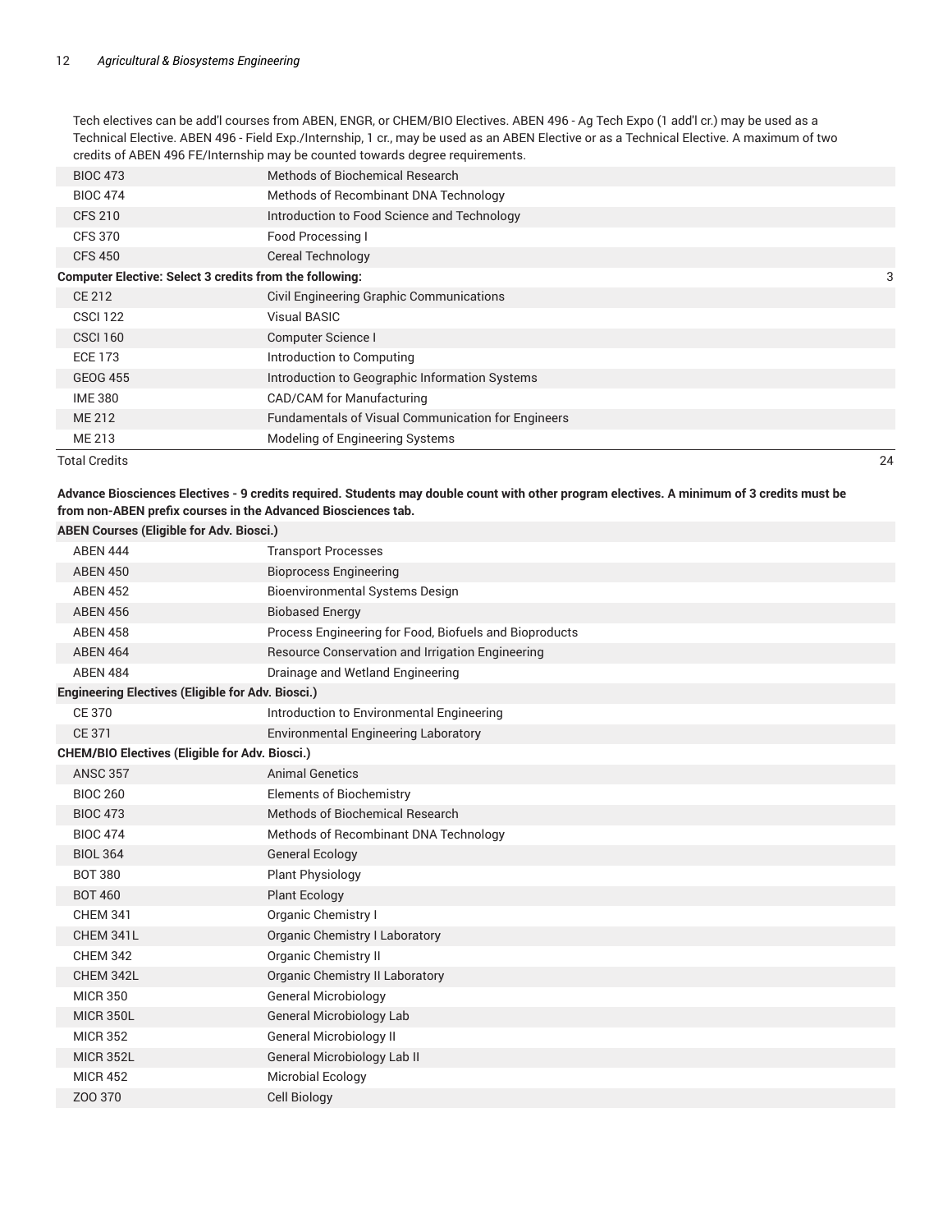Tech electives can be add'l courses from ABEN, ENGR, or CHEM/BIO Electives. ABEN 496 - Ag Tech Expo (1 add'l cr.) may be used as a Technical Elective. ABEN 496 - Field Exp./Internship, 1 cr., may be used as an ABEN Elective or as a Technical Elective. A maximum of two credits of ABEN 496 FE/Internship may be counted towards degree requirements.

| | | |
|---|---|---|
| BIOC 473 | Methods of Biochemical Research | |
| BIOC 474 | Methods of Recombinant DNA Technology | |
| CFS 210 | Introduction to Food Science and Technology | |
| CFS 370 | Food Processing I | |
| CFS 450 | Cereal Technology | |
| **Computer Elective: Select 3 credits from the following:** | | 3 |
| CE 212 | Civil Engineering Graphic Communications | |
| CSCI 122 | Visual BASIC | |
| CSCI 160 | Computer Science I | |
| ECE 173 | Introduction to Computing | |
| GEOG 455 | Introduction to Geographic Information Systems | |
| IME 380 | CAD/CAM for Manufacturing | |
| ME 212 | Fundamentals of Visual Communication for Engineers | |
| ME 213 | Modeling of Engineering Systems | |
| Total Credits | | 24 |

**Advance Biosciences Electives - 9 credits required. Students may double count with other program electives. A minimum of 3 credits must be from non-ABEN prefix courses in the Advanced Biosciences tab.**

| | |
|---|---|
| **ABEN Courses (Eligible for Adv. Biosci.)** | |
| ABEN 444 | Transport Processes |
| ABEN 450 | Bioprocess Engineering |
| ABEN 452 | Bioenvironmental Systems Design |
| ABEN 456 | Biobased Energy |
| ABEN 458 | Process Engineering for Food, Biofuels and Bioproducts |
| ABEN 464 | Resource Conservation and Irrigation Engineering |
| ABEN 484 | Drainage and Wetland Engineering |
| **Engineering Electives (Eligible for Adv. Biosci.)** | |
| CE 370 | Introduction to Environmental Engineering |
| CE 371 | Environmental Engineering Laboratory |
| **CHEM/BIO Electives (Eligible for Adv. Biosci.)** | |
| ANSC 357 | Animal Genetics |
| BIOC 260 | Elements of Biochemistry |
| BIOC 473 | Methods of Biochemical Research |
| BIOC 474 | Methods of Recombinant DNA Technology |
| BIOL 364 | General Ecology |
| BOT 380 | Plant Physiology |
| BOT 460 | Plant Ecology |
| CHEM 341 | Organic Chemistry I |
| CHEM 341L | Organic Chemistry I Laboratory |
| CHEM 342 | Organic Chemistry II |
| CHEM 342L | Organic Chemistry II Laboratory |
| MICR 350 | General Microbiology |
| MICR 350L | General Microbiology Lab |
| MICR 352 | General Microbiology II |
| MICR 352L | General Microbiology Lab II |
| MICR 452 | Microbial Ecology |
| ZOO 370 | Cell Biology |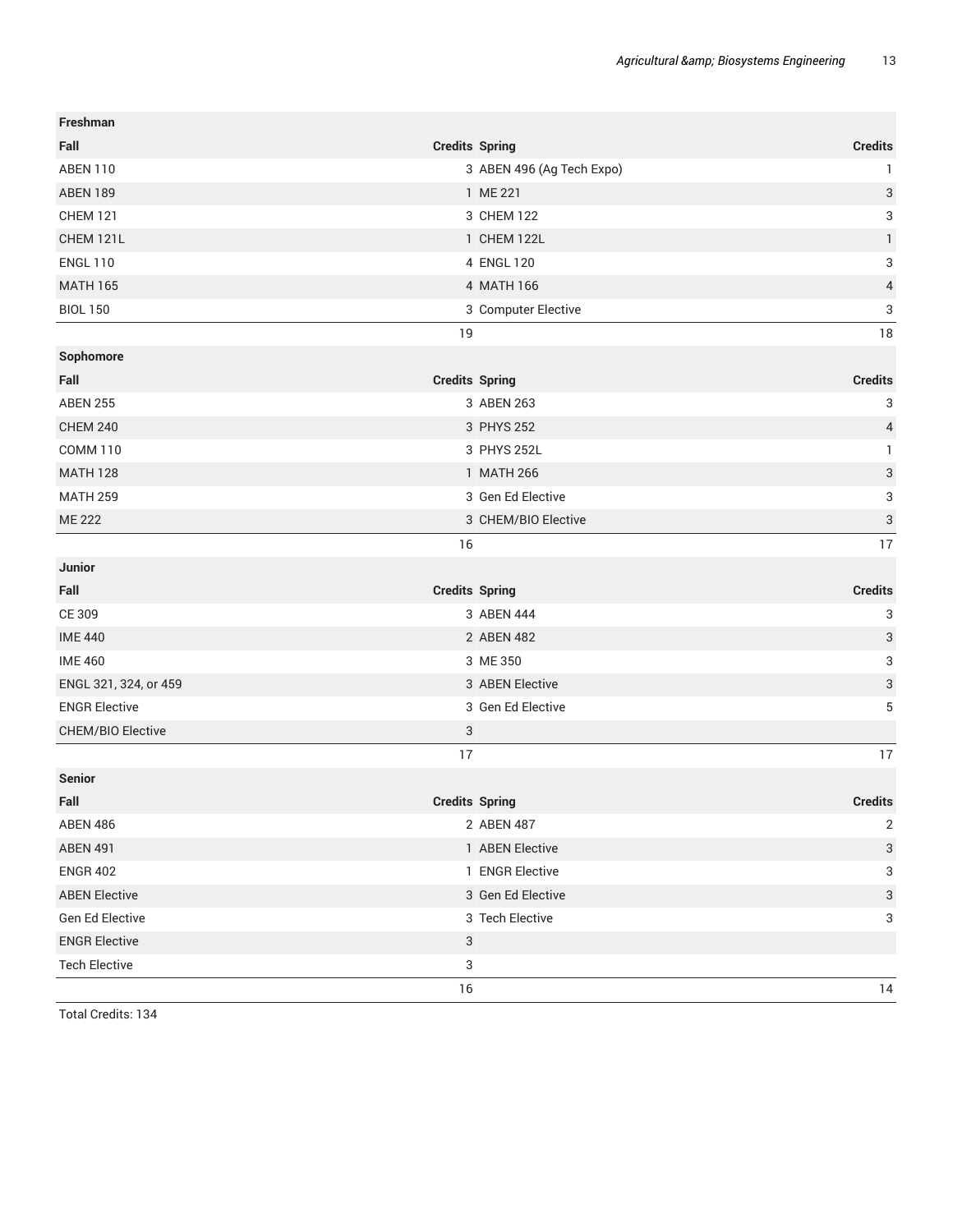| Freshman | | | |
| --- | --- | --- | --- |
| Fall | Credits | Spring | Credits |
| ABEN 110 | 3 | ABEN 496 (Ag Tech Expo) | 1 |
| ABEN 189 | 1 | ME 221 | 3 |
| CHEM 121 | 3 | CHEM 122 | 3 |
| CHEM 121L | 1 | CHEM 122L | 1 |
| ENGL 110 | 4 | ENGL 120 | 3 |
| MATH 165 | 4 | MATH 166 | 4 |
| BIOL 150 | 3 | Computer Elective | 3 |
| | 19 | | 18 |
| **Sophomore** | | | |
| Fall | Credits | Spring | Credits |
| ABEN 255 | 3 | ABEN 263 | 3 |
| CHEM 240 | 3 | PHYS 252 | 4 |
| COMM 110 | 3 | PHYS 252L | 1 |
| MATH 128 | 1 | MATH 266 | 3 |
| MATH 259 | 3 | Gen Ed Elective | 3 |
| ME 222 | 3 | CHEM/BIO Elective | 3 |
| | 16 | | 17 |
| **Junior** | | | |
| Fall | Credits | Spring | Credits |
| CE 309 | 3 | ABEN 444 | 3 |
| IME 440 | 2 | ABEN 482 | 3 |
| IME 460 | 3 | ME 350 | 3 |
| ENGL 321, 324, or 459 | 3 | ABEN Elective | 3 |
| ENGR Elective | 3 | Gen Ed Elective | 5 |
| CHEM/BIO Elective | 3 | | |
| | 17 | | 17 |
| **Senior** | | | |
| Fall | Credits | Spring | Credits |
| ABEN 486 | 2 | ABEN 487 | 2 |
| ABEN 491 | 1 | ABEN Elective | 3 |
| ENGR 402 | 1 | ENGR Elective | 3 |
| ABEN Elective | 3 | Gen Ed Elective | 3 |
| Gen Ed Elective | 3 | Tech Elective | 3 |
| ENGR Elective | 3 | | |
| Tech Elective | 3 | | |
| | 16 | | 14 |

Total Credits: 134